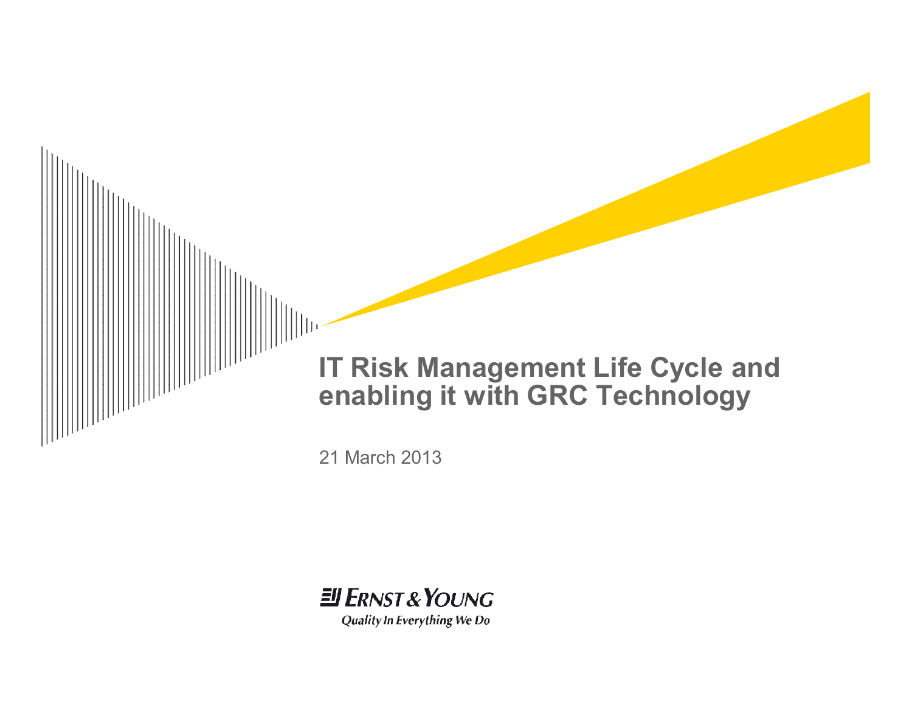# IT Risk Management Life Cycle and enabling it with GRC Technology

21 March 2013

Ernst & Young

*Quality In Everything We Do*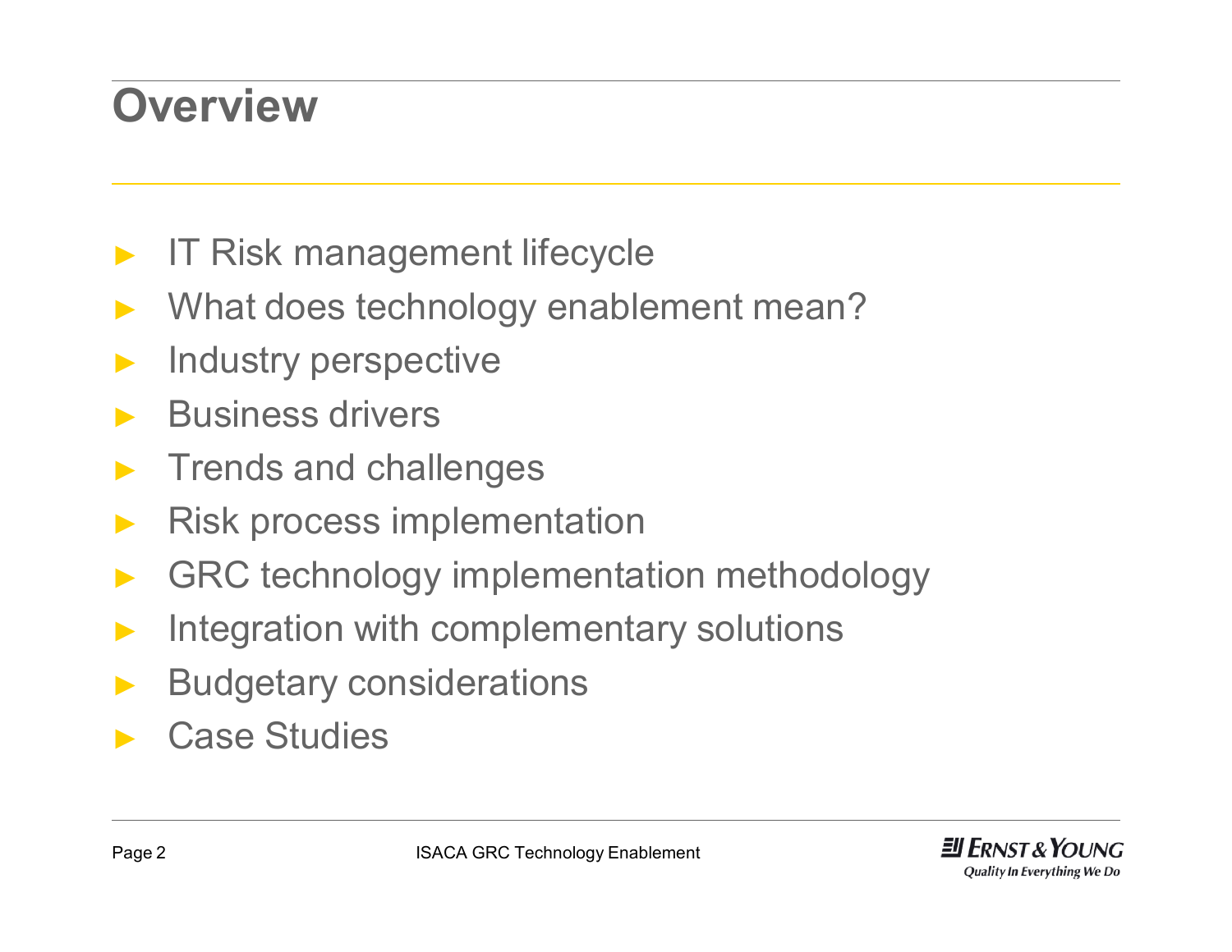# Overview

- IT Risk management lifecycle
- What does technology enablement mean?
- Industry perspective
- Business drivers
- Trends and challenges
- Risk process implementation
- GRC technology implementation methodology
- Integration with complementary solutions
- Budgetary considerations
- Case Studies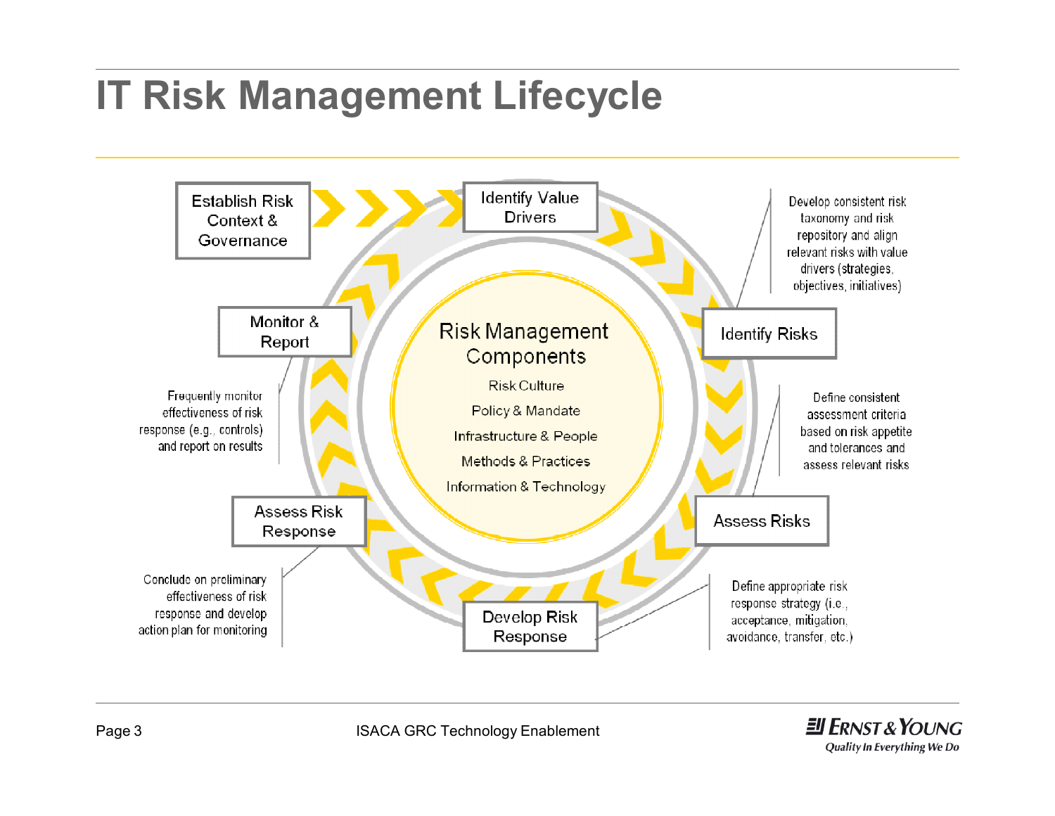# IT Risk Management Lifecycle

**Risk Management Components**

- Risk Culture
- Policy & Mandate
- Infrastructure & People
- Methods & Practices
- Information & Technology

**Establish Risk Context & Governance**

**Identify Value Drivers**

**Identify Risks** — Develop consistent risk taxonomy and risk repository and align relevant risks with value drivers (strategies, objectives, initiatives)

**Assess Risks** — Define consistent assessment criteria based on risk appetite and tolerances and assess relevant risks

**Develop Risk Response** — Define appropriate risk response strategy (i.e., acceptance, mitigation, avoidance, transfer, etc.)

**Assess Risk Response** — Conclude on preliminary effectiveness of risk response and develop action plan for monitoring

**Monitor & Report** — Frequently monitor effectiveness of risk response (e.g., controls) and report on results

ISACA GRC Technology Enablement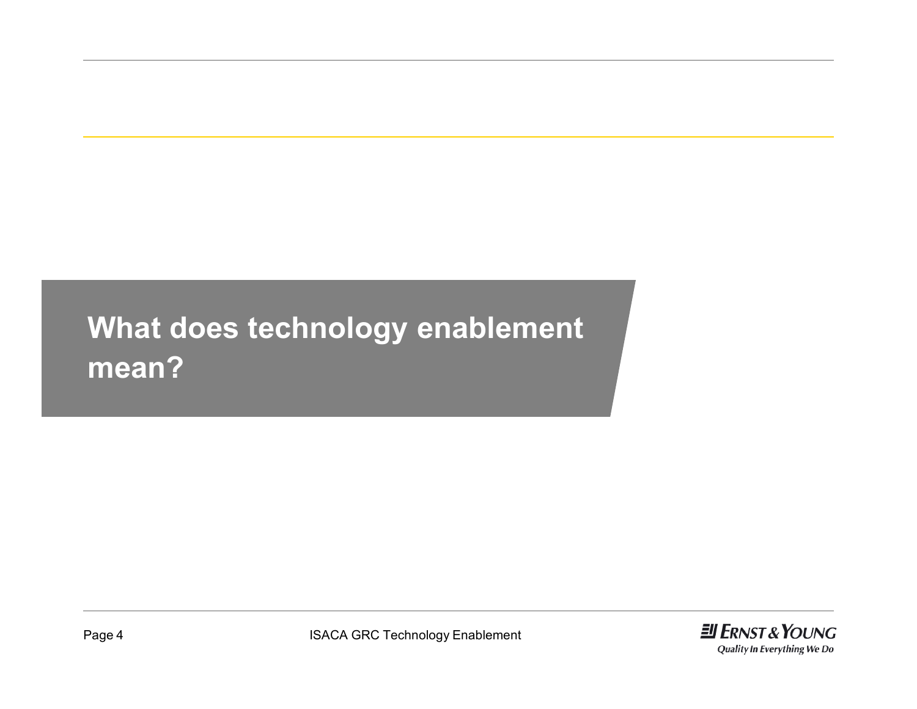# What does technology enablement mean?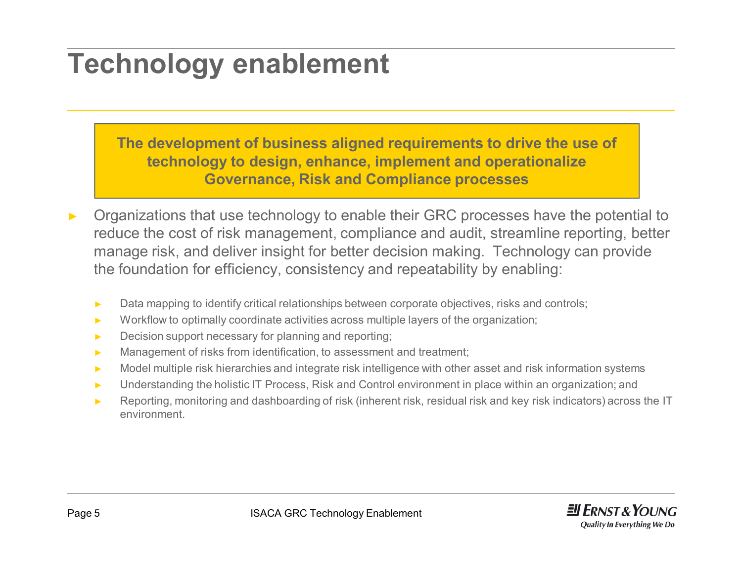# Technology enablement

**The development of business aligned requirements to drive the use of technology to design, enhance, implement and operationalize Governance, Risk and Compliance processes**

- Organizations that use technology to enable their GRC processes have the potential to reduce the cost of risk management, compliance and audit, streamline reporting, better manage risk, and deliver insight for better decision making. Technology can provide the foundation for efficiency, consistency and repeatability by enabling:
  - Data mapping to identify critical relationships between corporate objectives, risks and controls;
  - Workflow to optimally coordinate activities across multiple layers of the organization;
  - Decision support necessary for planning and reporting;
  - Management of risks from identification, to assessment and treatment;
  - Model multiple risk hierarchies and integrate risk intelligence with other asset and risk information systems
  - Understanding the holistic IT Process, Risk and Control environment in place within an organization; and
  - Reporting, monitoring and dashboarding of risk (inherent risk, residual risk and key risk indicators) across the IT environment.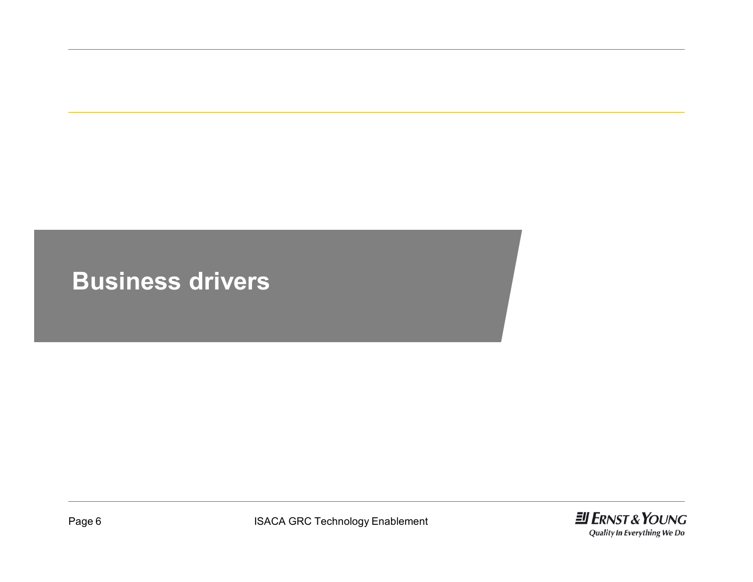# Business drivers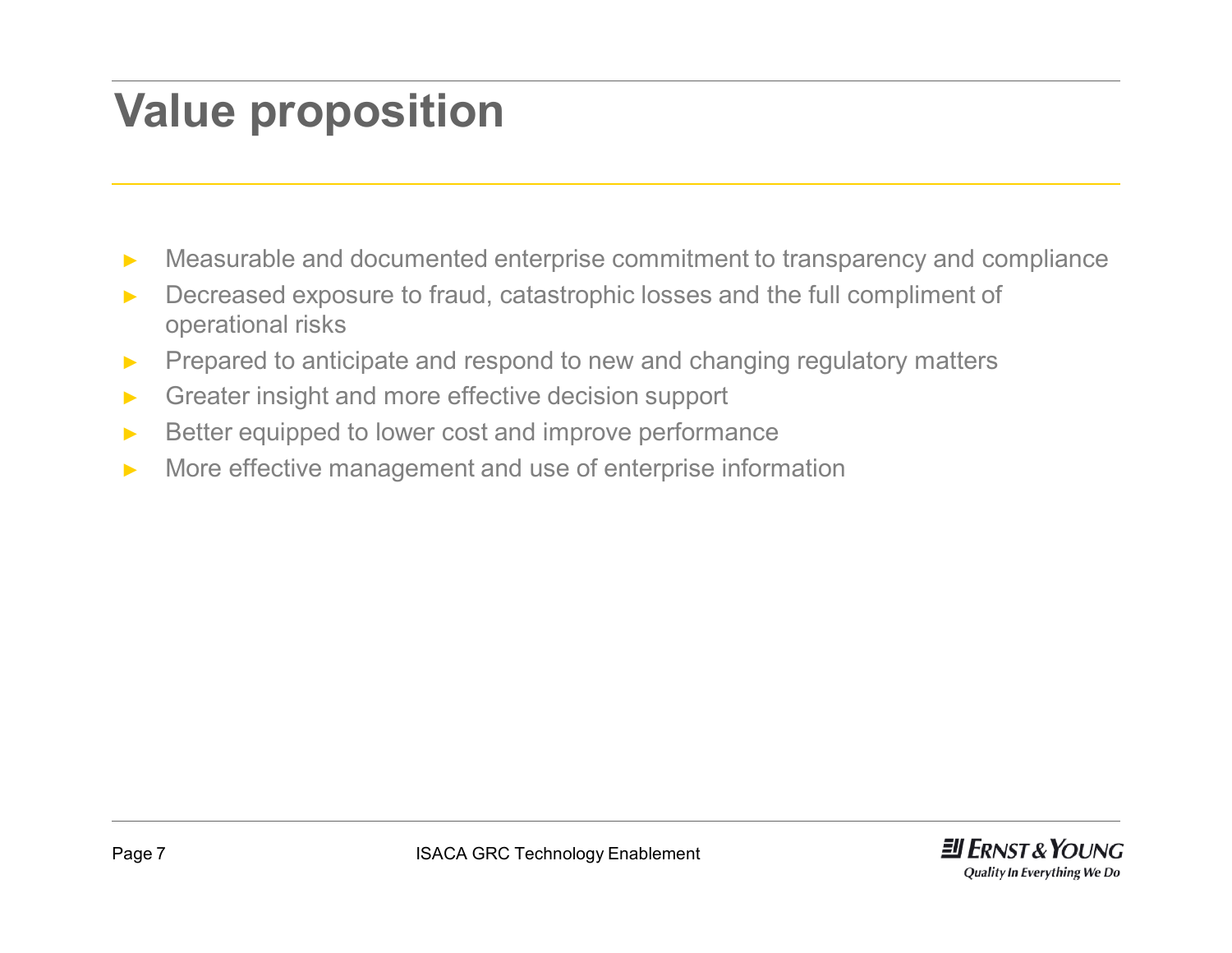# Value proposition

- Measurable and documented enterprise commitment to transparency and compliance
- Decreased exposure to fraud, catastrophic losses and the full compliment of operational risks
- Prepared to anticipate and respond to new and changing regulatory matters
- Greater insight and more effective decision support
- Better equipped to lower cost and improve performance
- More effective management and use of enterprise information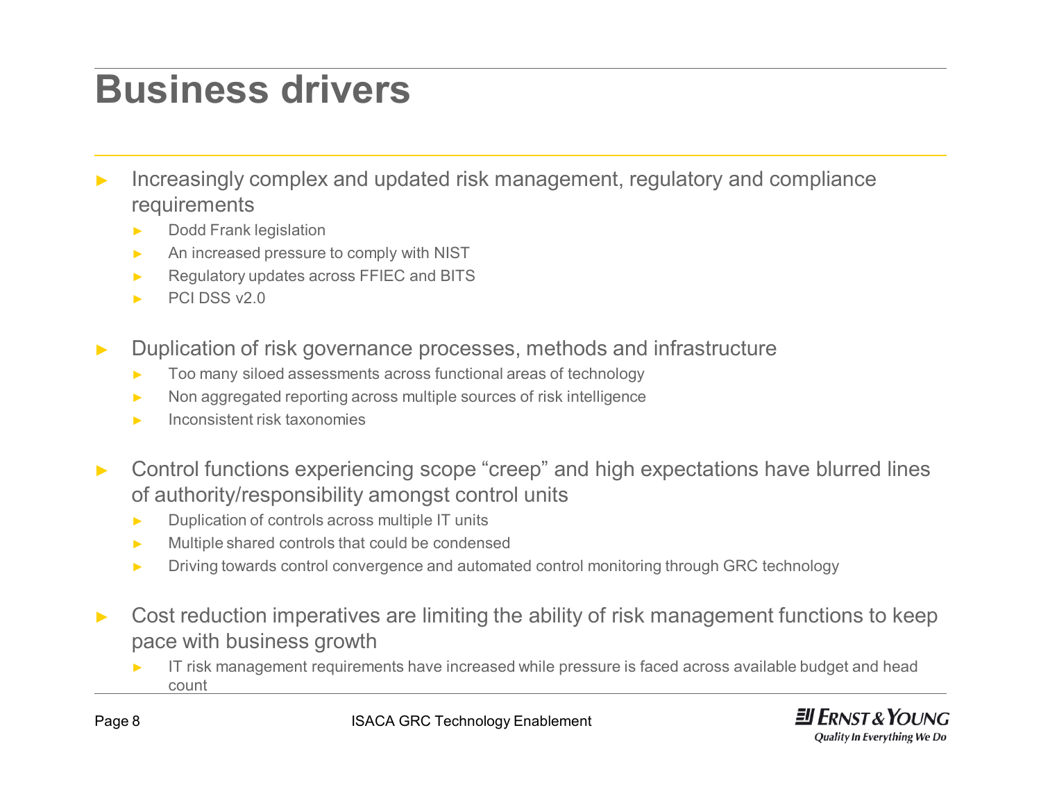# Business drivers

- Increasingly complex and updated risk management, regulatory and compliance requirements
  - Dodd Frank legislation
  - An increased pressure to comply with NIST
  - Regulatory updates across FFIEC and BITS
  - PCI DSS v2.0
- Duplication of risk governance processes, methods and infrastructure
  - Too many siloed assessments across functional areas of technology
  - Non aggregated reporting across multiple sources of risk intelligence
  - Inconsistent risk taxonomies
- Control functions experiencing scope “creep” and high expectations have blurred lines of authority/responsibility amongst control units
  - Duplication of controls across multiple IT units
  - Multiple shared controls that could be condensed
  - Driving towards control convergence and automated control monitoring through GRC technology
- Cost reduction imperatives are limiting the ability of risk management functions to keep pace with business growth
  - IT risk management requirements have increased while pressure is faced across available budget and head count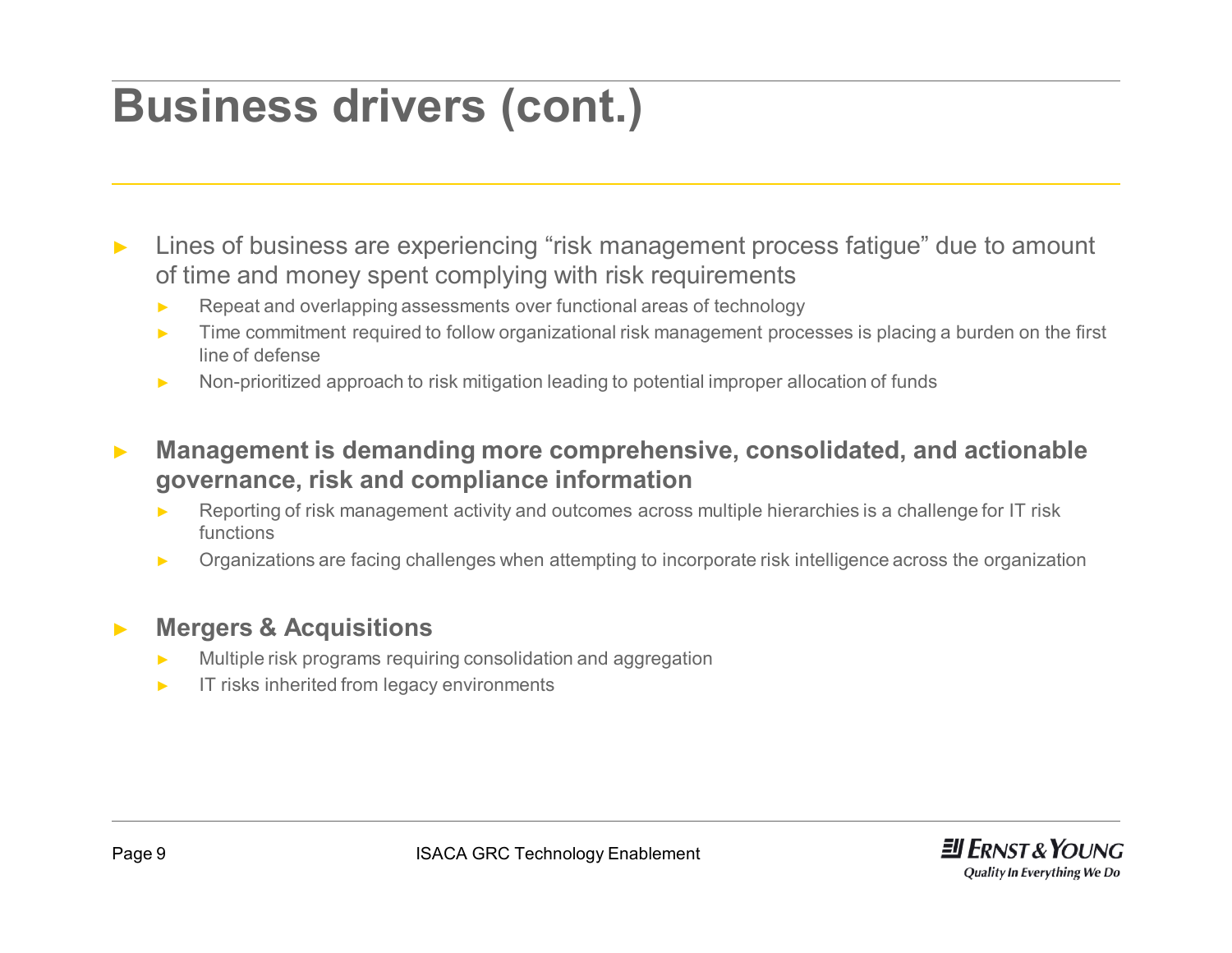# Business drivers (cont.)

- Lines of business are experiencing "risk management process fatigue" due to amount of time and money spent complying with risk requirements
  - Repeat and overlapping assessments over functional areas of technology
  - Time commitment required to follow organizational risk management processes is placing a burden on the first line of defense
  - Non-prioritized approach to risk mitigation leading to potential improper allocation of funds

- **Management is demanding more comprehensive, consolidated, and actionable governance, risk and compliance information**
  - Reporting of risk management activity and outcomes across multiple hierarchies is a challenge for IT risk functions
  - Organizations are facing challenges when attempting to incorporate risk intelligence across the organization

- **Mergers & Acquisitions**
  - Multiple risk programs requiring consolidation and aggregation
  - IT risks inherited from legacy environments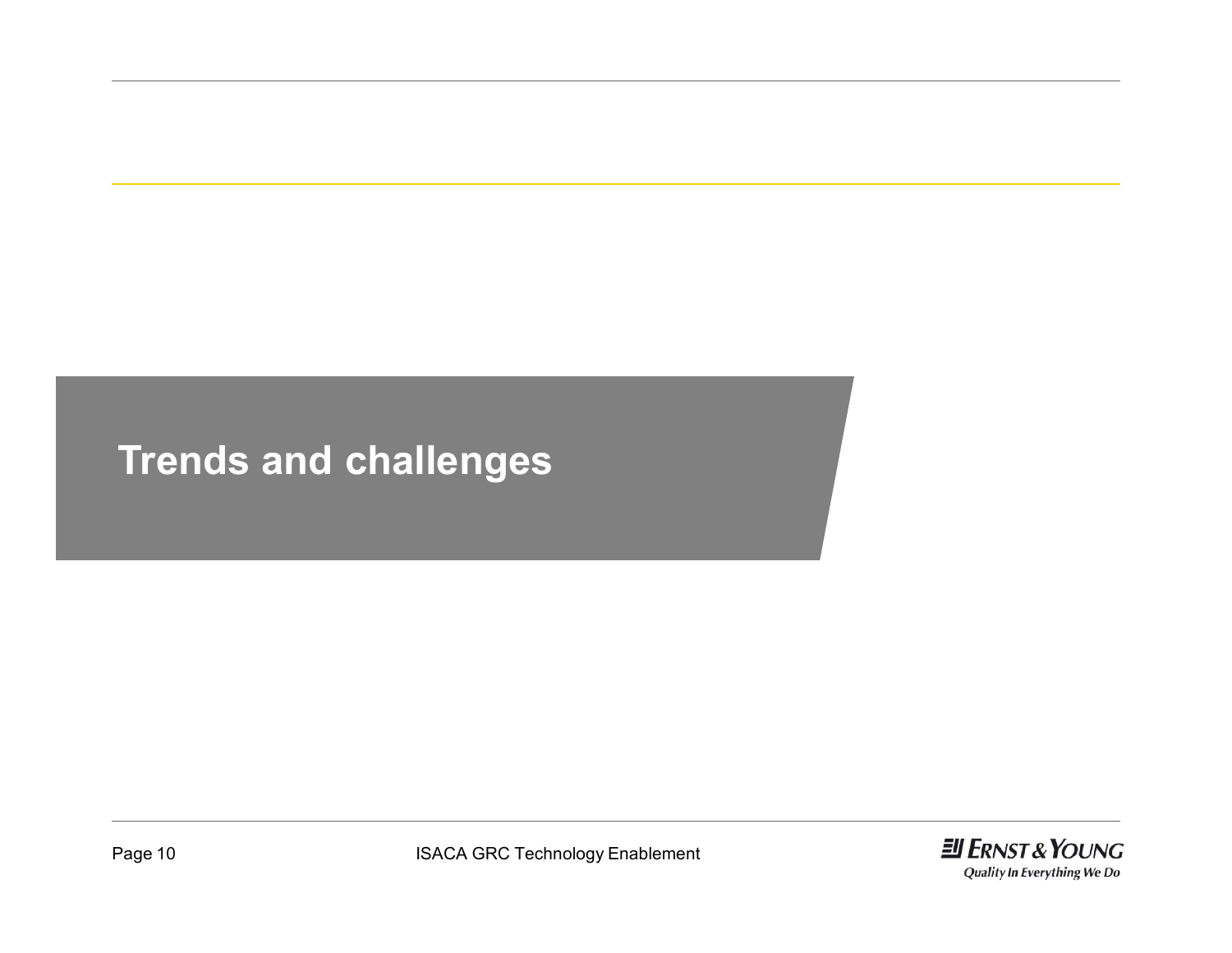# Trends and challenges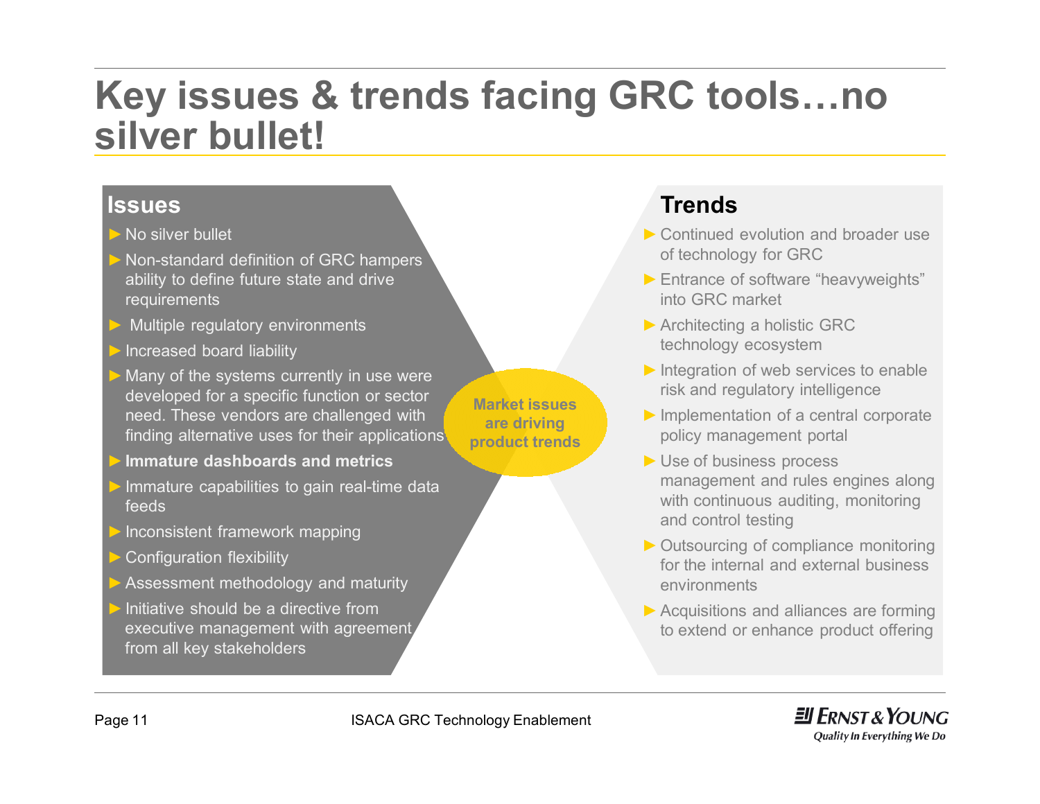# Key issues & trends facing GRC tools…no silver bullet!

## Issues

- No silver bullet
- Non-standard definition of GRC hampers ability to define future state and drive requirements
- Multiple regulatory environments
- Increased board liability
- Many of the systems currently in use were developed for a specific function or sector need. These vendors are challenged with finding alternative uses for their applications
- **Immature dashboards and metrics**
- Immature capabilities to gain real-time data feeds
- Inconsistent framework mapping
- Configuration flexibility
- Assessment methodology and maturity
- Initiative should be a directive from executive management with agreement from all key stakeholders

**Market issues are driving product trends**

## Trends

- Continued evolution and broader use of technology for GRC
- Entrance of software "heavyweights" into GRC market
- Architecting a holistic GRC technology ecosystem
- Integration of web services to enable risk and regulatory intelligence
- Implementation of a central corporate policy management portal
- Use of business process management and rules engines along with continuous auditing, monitoring and control testing
- Outsourcing of compliance monitoring for the internal and external business environments
- Acquisitions and alliances are forming to extend or enhance product offering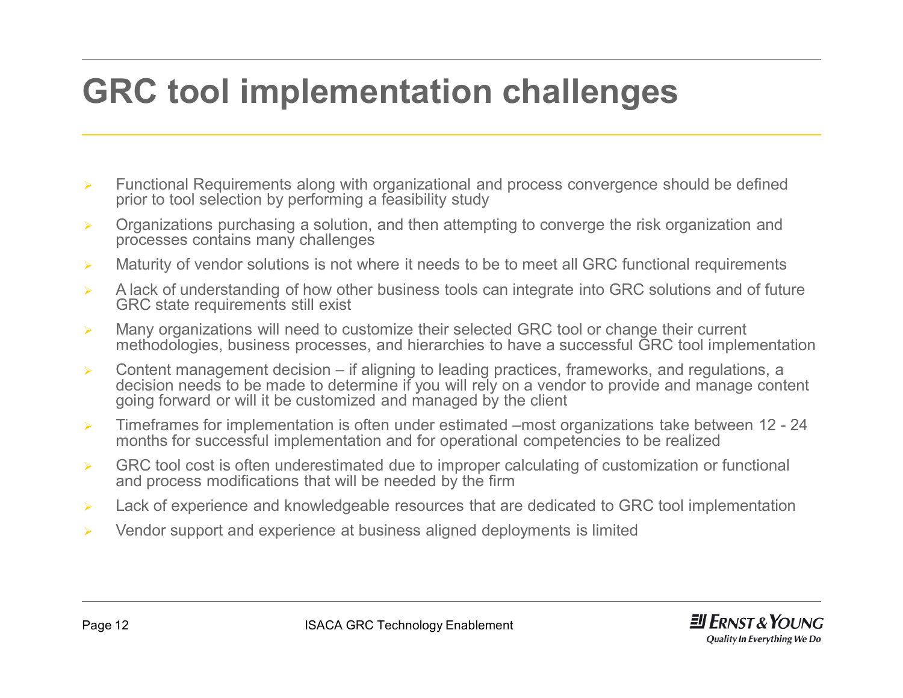# GRC tool implementation challenges

- Functional Requirements along with organizational and process convergence should be defined prior to tool selection by performing a feasibility study
- Organizations purchasing a solution, and then attempting to converge the risk organization and processes contains many challenges
- Maturity of vendor solutions is not where it needs to be to meet all GRC functional requirements
- A lack of understanding of how other business tools can integrate into GRC solutions and of future GRC state requirements still exist
- Many organizations will need to customize their selected GRC tool or change their current methodologies, business processes, and hierarchies to have a successful GRC tool implementation
- Content management decision – if aligning to leading practices, frameworks, and regulations, a decision needs to be made to determine if you will rely on a vendor to provide and manage content going forward or will it be customized and managed by the client
- Timeframes for implementation is often under estimated –most organizations take between 12 - 24 months for successful implementation and for operational competencies to be realized
- GRC tool cost is often underestimated due to improper calculating of customization or functional and process modifications that will be needed by the firm
- Lack of experience and knowledgeable resources that are dedicated to GRC tool implementation
- Vendor support and experience at business aligned deployments is limited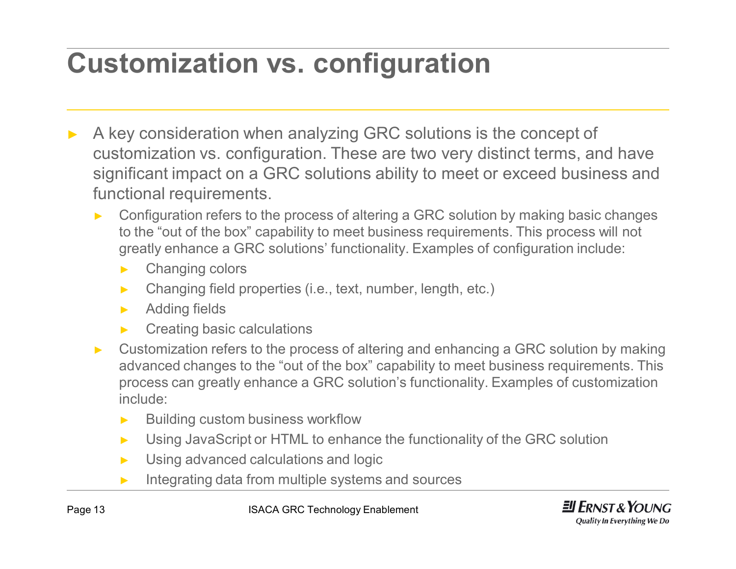# Customization vs. configuration

- A key consideration when analyzing GRC solutions is the concept of customization vs. configuration. These are two very distinct terms, and have significant impact on a GRC solutions ability to meet or exceed business and functional requirements.
  - Configuration refers to the process of altering a GRC solution by making basic changes to the "out of the box" capability to meet business requirements. This process will not greatly enhance a GRC solutions' functionality. Examples of configuration include:
    - Changing colors
    - Changing field properties (i.e., text, number, length, etc.)
    - Adding fields
    - Creating basic calculations
  - Customization refers to the process of altering and enhancing a GRC solution by making advanced changes to the "out of the box" capability to meet business requirements. This process can greatly enhance a GRC solution's functionality. Examples of customization include:
    - Building custom business workflow
    - Using JavaScript or HTML to enhance the functionality of the GRC solution
    - Using advanced calculations and logic
    - Integrating data from multiple systems and sources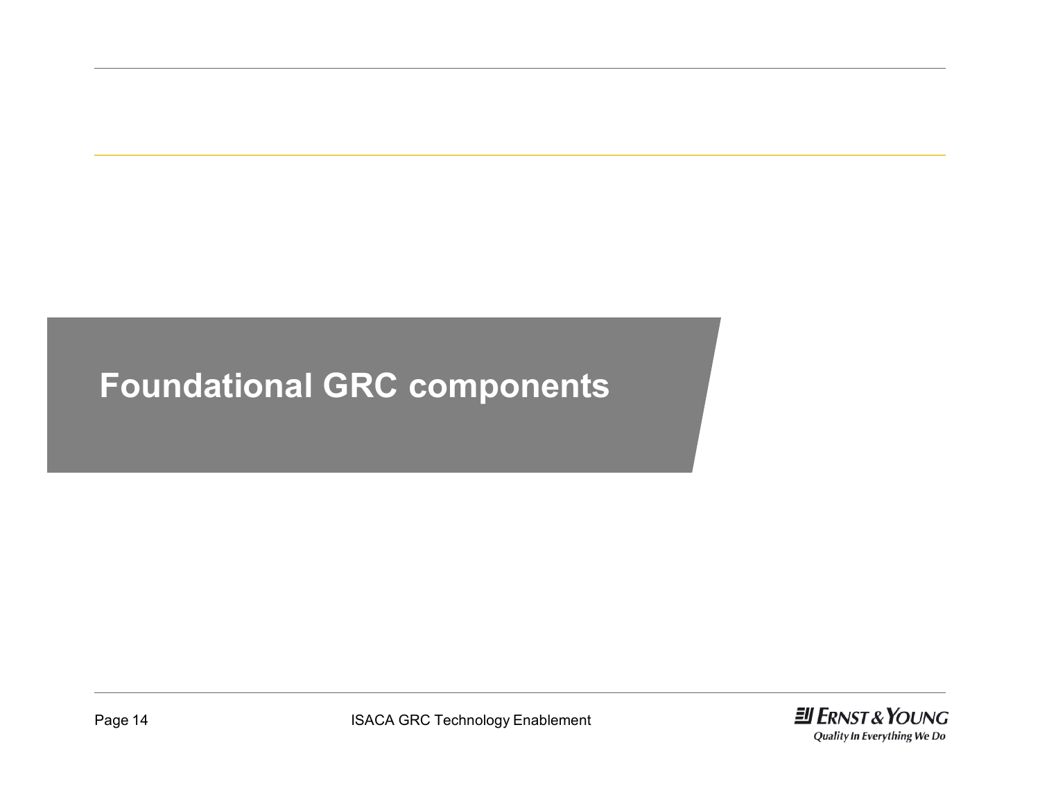# Foundational GRC components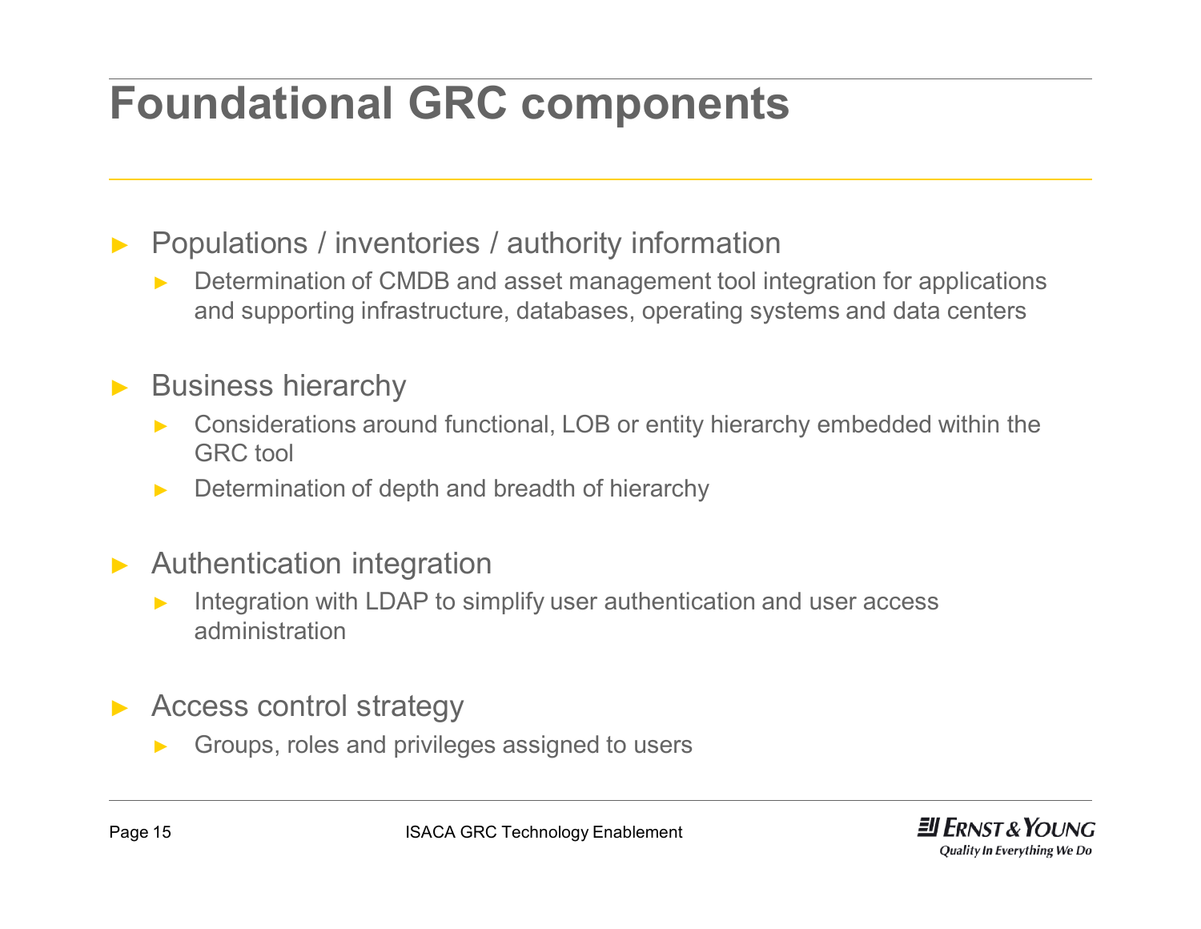# Foundational GRC components

- Populations / inventories / authority information
  - Determination of CMDB and asset management tool integration for applications and supporting infrastructure, databases, operating systems and data centers
- Business hierarchy
  - Considerations around functional, LOB or entity hierarchy embedded within the GRC tool
  - Determination of depth and breadth of hierarchy
- Authentication integration
  - Integration with LDAP to simplify user authentication and user access administration
- Access control strategy
  - Groups, roles and privileges assigned to users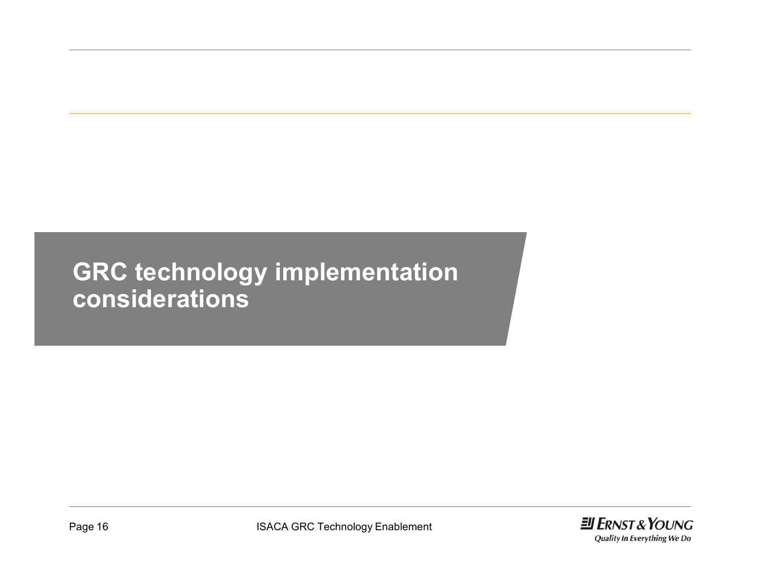# GRC technology implementation considerations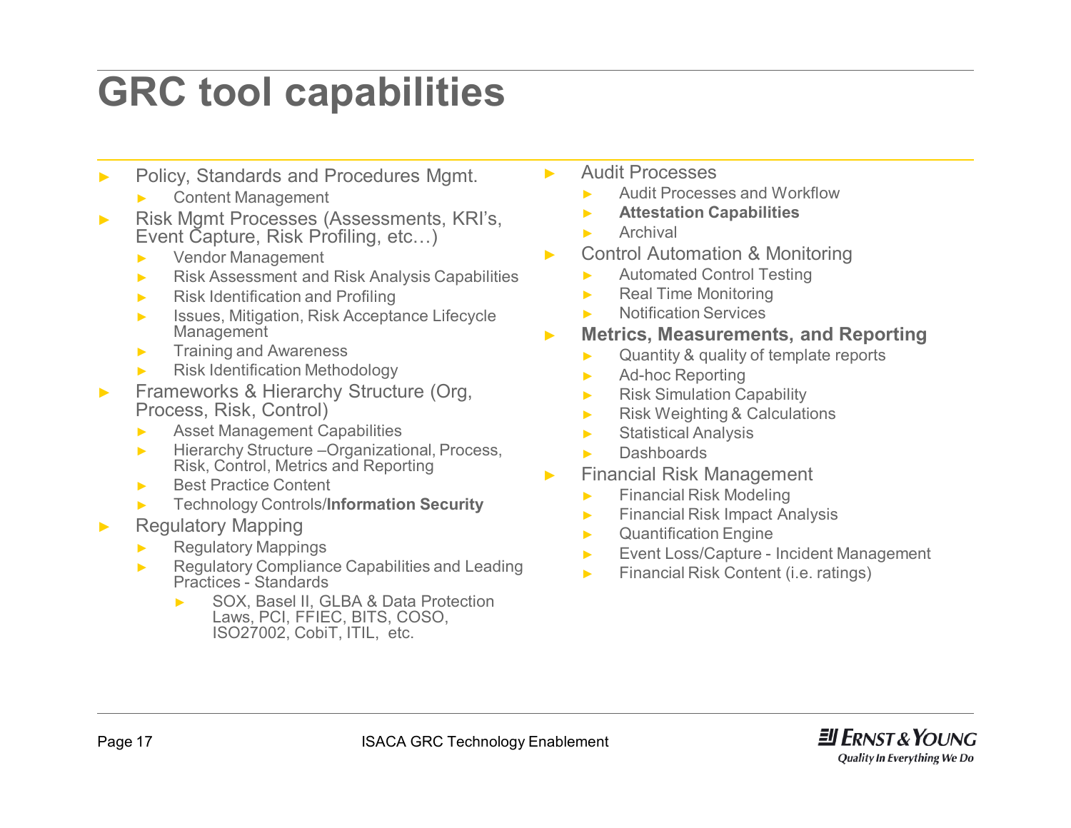# GRC tool capabilities

- Policy, Standards and Procedures Mgmt.
  - Content Management
- Risk Mgmt Processes (Assessments, KRI's, Event Capture, Risk Profiling, etc…)
  - Vendor Management
  - Risk Assessment and Risk Analysis Capabilities
  - Risk Identification and Profiling
  - Issues, Mitigation, Risk Acceptance Lifecycle Management
  - Training and Awareness
  - Risk Identification Methodology
- Frameworks & Hierarchy Structure (Org, Process, Risk, Control)
  - Asset Management Capabilities
  - Hierarchy Structure –Organizational, Process, Risk, Control, Metrics and Reporting
  - Best Practice Content
  - Technology Controls/**Information Security**
- Regulatory Mapping
  - Regulatory Mappings
  - Regulatory Compliance Capabilities and Leading Practices - Standards
    - SOX, Basel II, GLBA & Data Protection Laws, PCI, FFIEC, BITS, COSO, ISO27002, CobiT, ITIL, etc.
- Audit Processes
  - Audit Processes and Workflow
  - **Attestation Capabilities**
  - Archival
- Control Automation & Monitoring
  - Automated Control Testing
  - Real Time Monitoring
  - Notification Services
- **Metrics, Measurements, and Reporting**
  - Quantity & quality of template reports
  - Ad-hoc Reporting
  - Risk Simulation Capability
  - Risk Weighting & Calculations
  - Statistical Analysis
  - Dashboards
- Financial Risk Management
  - Financial Risk Modeling
  - Financial Risk Impact Analysis
  - Quantification Engine
  - Event Loss/Capture - Incident Management
  - Financial Risk Content (i.e. ratings)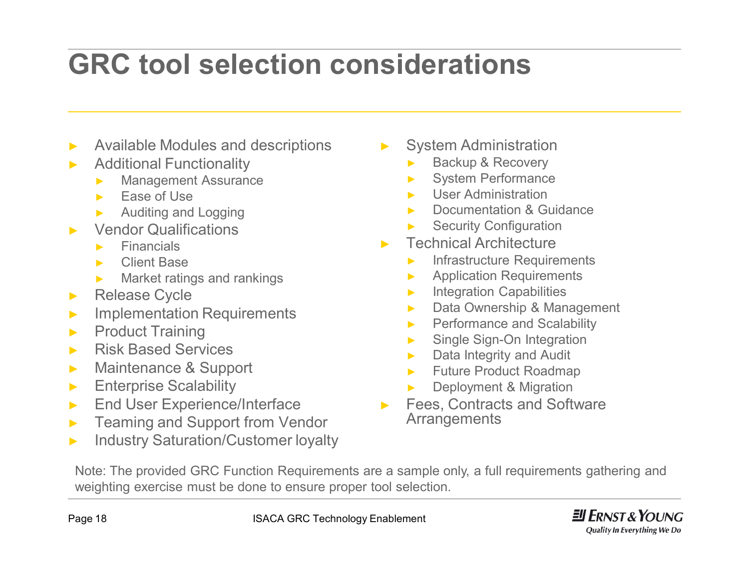# GRC tool selection considerations

- Available Modules and descriptions
- Additional Functionality
  - Management Assurance
  - Ease of Use
  - Auditing and Logging
- Vendor Qualifications
  - Financials
  - Client Base
  - Market ratings and rankings
- Release Cycle
- Implementation Requirements
- Product Training
- Risk Based Services
- Maintenance & Support
- Enterprise Scalability
- End User Experience/Interface
- Teaming and Support from Vendor
- Industry Saturation/Customer loyalty
- System Administration
  - Backup & Recovery
  - System Performance
  - User Administration
  - Documentation & Guidance
  - Security Configuration
- Technical Architecture
  - Infrastructure Requirements
  - Application Requirements
  - Integration Capabilities
  - Data Ownership & Management
  - Performance and Scalability
  - Single Sign-On Integration
  - Data Integrity and Audit
  - Future Product Roadmap
  - Deployment & Migration
- Fees, Contracts and Software Arrangements

Note: The provided GRC Function Requirements are a sample only, a full requirements gathering and weighting exercise must be done to ensure proper tool selection.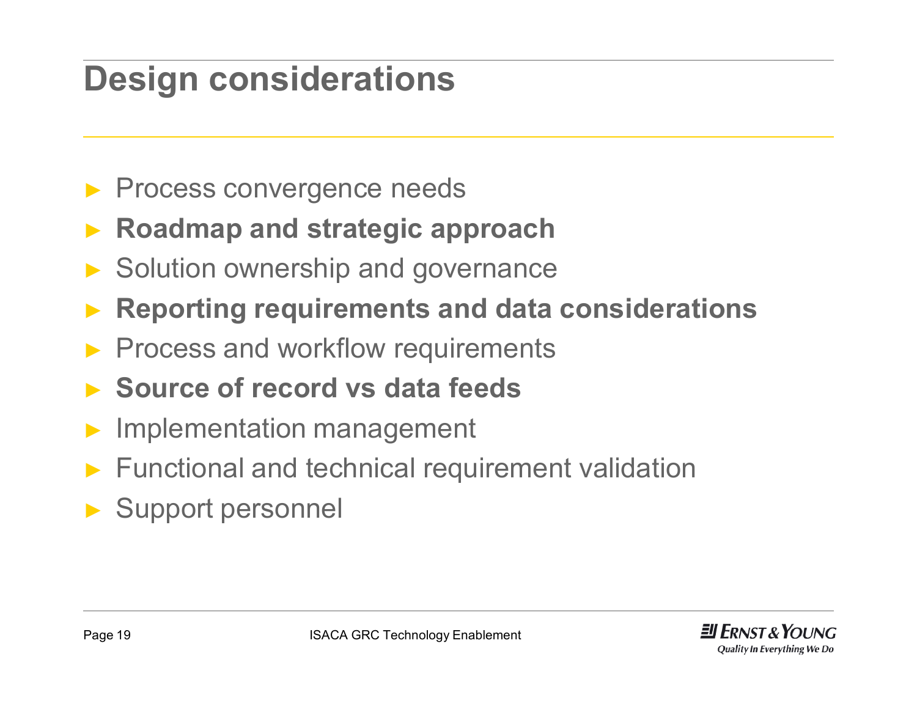# Design considerations

- Process convergence needs
- **Roadmap and strategic approach**
- Solution ownership and governance
- **Reporting requirements and data considerations**
- Process and workflow requirements
- **Source of record vs data feeds**
- Implementation management
- Functional and technical requirement validation
- Support personnel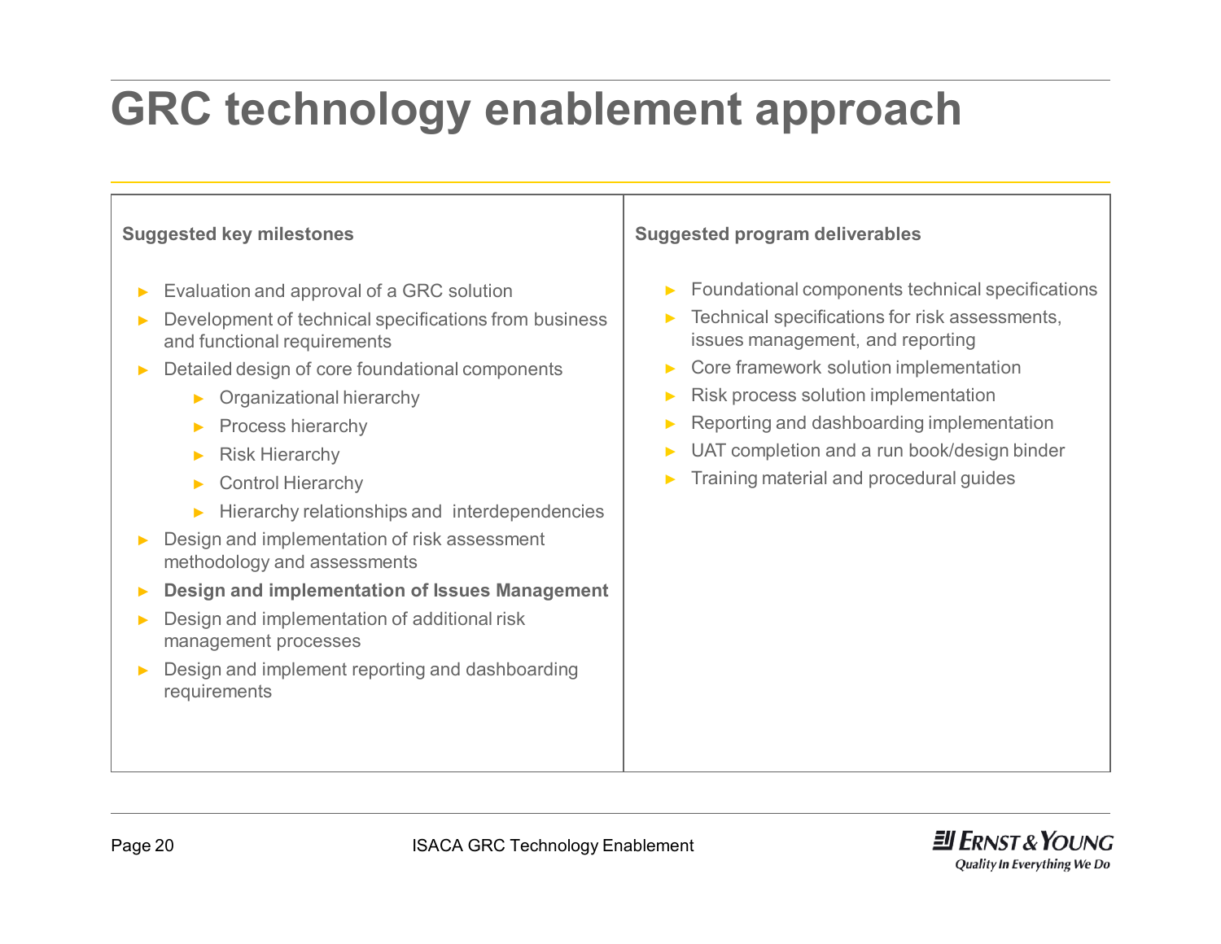# GRC technology enablement approach

**Suggested key milestones**

- Evaluation and approval of a GRC solution
- Development of technical specifications from business and functional requirements
- Detailed design of core foundational components
  - Organizational hierarchy
  - Process hierarchy
  - Risk Hierarchy
  - Control Hierarchy
  - Hierarchy relationships and interdependencies
- Design and implementation of risk assessment methodology and assessments
- **Design and implementation of Issues Management**
- Design and implementation of additional risk management processes
- Design and implement reporting and dashboarding requirements

**Suggested program deliverables**

- Foundational components technical specifications
- Technical specifications for risk assessments, issues management, and reporting
- Core framework solution implementation
- Risk process solution implementation
- Reporting and dashboarding implementation
- UAT completion and a run book/design binder
- Training material and procedural guides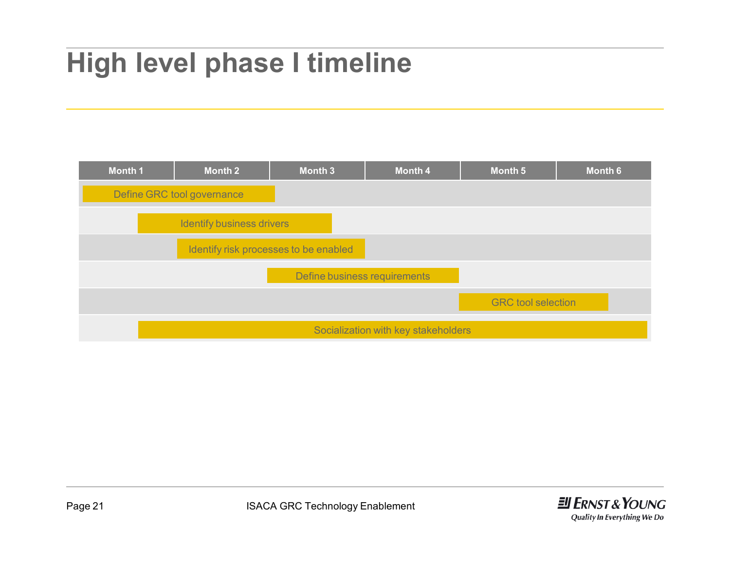# High level phase I timeline

| Task | Month 1 | Month 2 | Month 3 | Month 4 | Month 5 | Month 6 |
|---|---|---|---|---|---|---|
| Define GRC tool governance | X | X | | | | |
| Identify business drivers | X | X | X | | | |
| Identify risk processes to be enabled | | X | X | | | |
| Define business requirements | | | X | X | | |
| GRC tool selection | | | | | X | X |
| Socialization with key stakeholders | X | X | X | X | X | X |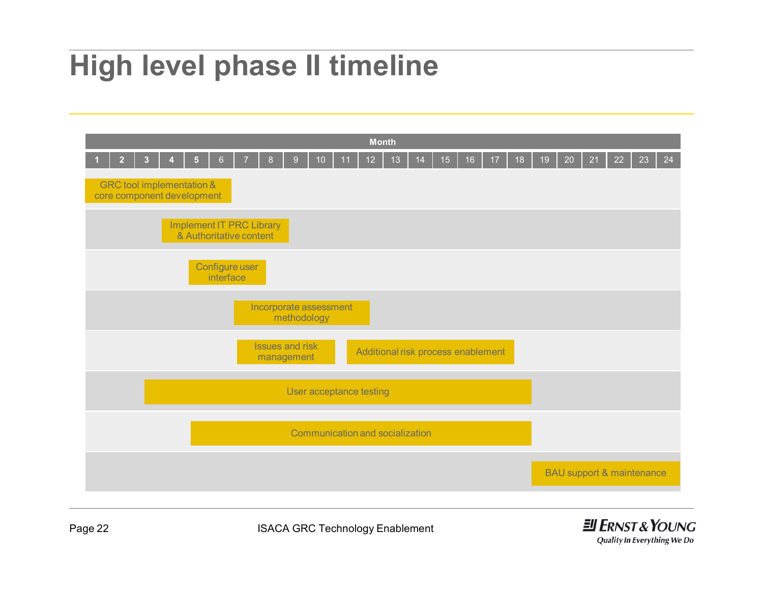# High level phase II timeline

| Activity | Months (approx.) |
|---|---|
| GRC tool implementation & core component development | 1 – 6 |
| Implement IT PRC Library & Authoritative content | 4 – 8 |
| Configure user interface | 5 – 7 |
| Incorporate assessment methodology | 7 – 12 |
| Issues and risk management | 7 – 10 |
| Additional risk process enablement | 11 – 17 |
| User acceptance testing | 3 – 18 |
| Communication and socialization | 5 – 18 |
| BAU support & maintenance | 19 – 24 |

ISACA GRC Technology Enablement

Ernst & Young
Quality In Everything We Do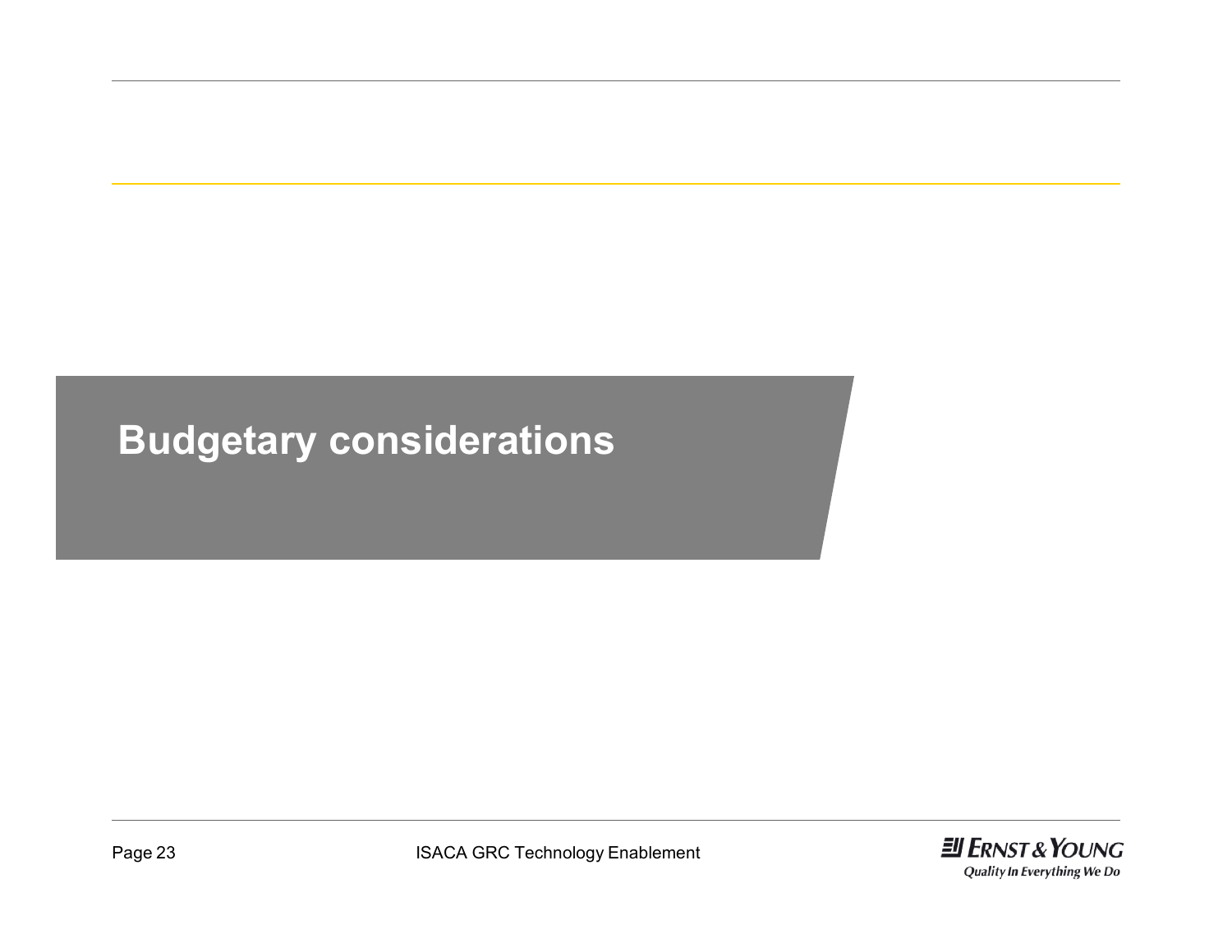# Budgetary considerations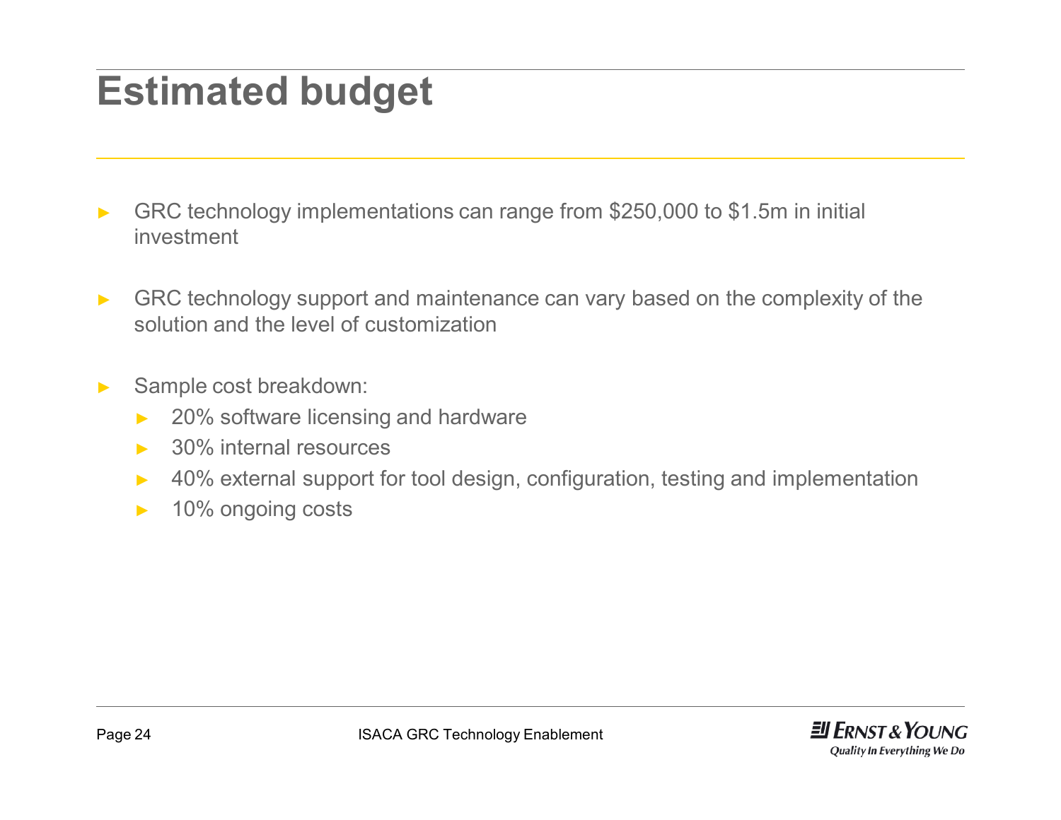# Estimated budget

- GRC technology implementations can range from $250,000 to $1.5m in initial investment
- GRC technology support and maintenance can vary based on the complexity of the solution and the level of customization
- Sample cost breakdown:
  - 20% software licensing and hardware
  - 30% internal resources
  - 40% external support for tool design, configuration, testing and implementation
  - 10% ongoing costs